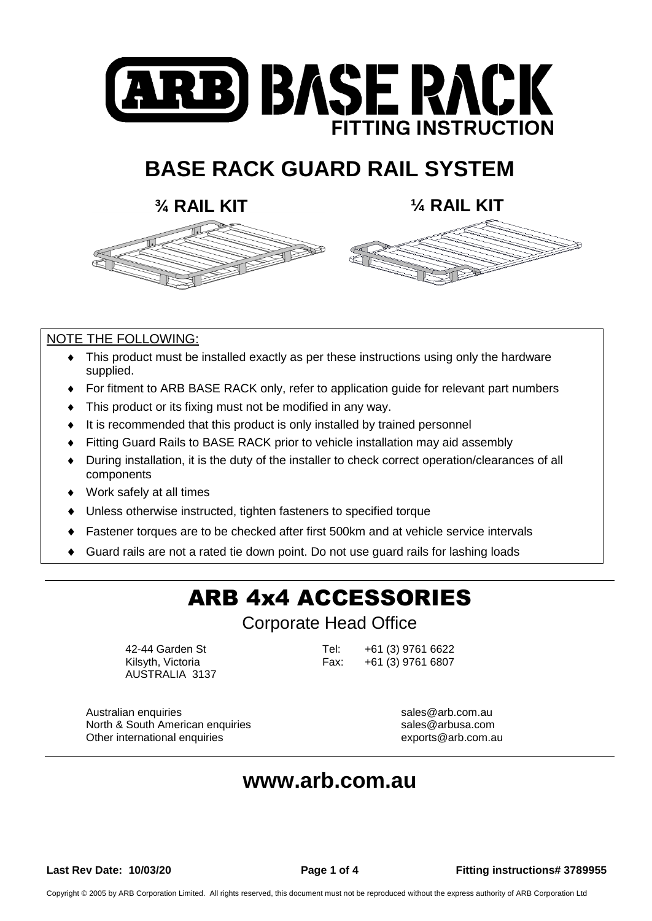# ARB BASE RACK

**FITTING INSTRUCTION**

## BASE RACK GUARD RAIL SYSTEM

**¾ RAIL KIT** **¼ RAIL KIT**

NOTE THE FOLLOWING:

- This product must be installed exactly as per these instructions using only the hardware supplied.
- For fitment to ARB BASE RACK only, refer to application guide for relevant part numbers
- This product or its fixing must not be modified in any way.
- It is recommended that this product is only installed by trained personnel
- Fitting Guard Rails to BASE RACK prior to vehicle installation may aid assembly
- During installation, it is the duty of the installer to check correct operation/clearances of all components
- Work safely at all times
- Unless otherwise instructed, tighten fasteners to specified torque
- Fastener torques are to be checked after first 500km and at vehicle service intervals
- Guard rails are not a rated tie down point. Do not use guard rails for lashing loads

# ARB 4x4 ACCESSORIES

Corporate Head Office

42-44 Garden St
Kilsyth, Victoria
AUSTRALIA 3137

Tel: +61 (3) 9761 6622
Fax: +61 (3) 9761 6807

Australian enquiries sales@arb.com.au
North & South American enquiries sales@arbusa.com
Other international enquiries exports@arb.com.au

## www.arb.com.au

**Last Rev Date: 10/03/20** **Fitting instructions# 3789955**

Copyright © 2005 by ARB Corporation Limited. All rights reserved, this document must not be reproduced without the express authority of ARB Corporation Ltd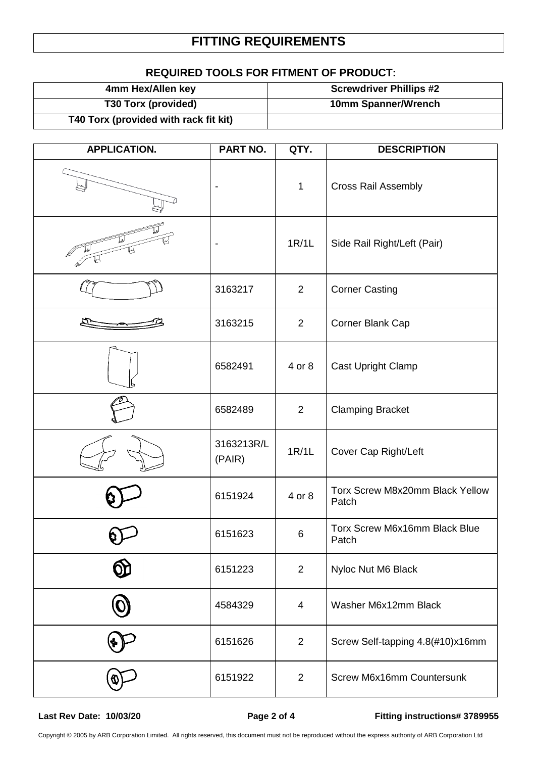# FITTING REQUIREMENTS

## REQUIRED TOOLS FOR FITMENT OF PRODUCT:

| 4mm Hex/Allen key | Screwdriver Phillips #2 |
| --- | --- |
| T30 Torx (provided) | 10mm Spanner/Wrench |
| T40 Torx (provided with rack fit kit) | |

| APPLICATION. | PART NO. | QTY. | DESCRIPTION |
| --- | --- | --- | --- |
| | - | 1 | Cross Rail Assembly |
| | - | 1R/1L | Side Rail Right/Left (Pair) |
| | 3163217 | 2 | Corner Casting |
| | 3163215 | 2 | Corner Blank Cap |
| | 6582491 | 4 or 8 | Cast Upright Clamp |
| | 6582489 | 2 | Clamping Bracket |
| | 3163213R/L (PAIR) | 1R/1L | Cover Cap Right/Left |
| | 6151924 | 4 or 8 | Torx Screw M8x20mm Black Yellow Patch |
| | 6151623 | 6 | Torx Screw M6x16mm Black Blue Patch |
| | 6151223 | 2 | Nyloc Nut M6 Black |
| | 4584329 | 4 | Washer M6x12mm Black |
| | 6151626 | 2 | Screw Self-tapping 4.8(#10)x16mm |
| | 6151922 | 2 | Screw M6x16mm Countersunk |

Last Rev Date: 10/03/20 Fitting instructions# 3789955

Copyright © 2005 by ARB Corporation Limited. All rights reserved, this document must not be reproduced without the express authority of ARB Corporation Ltd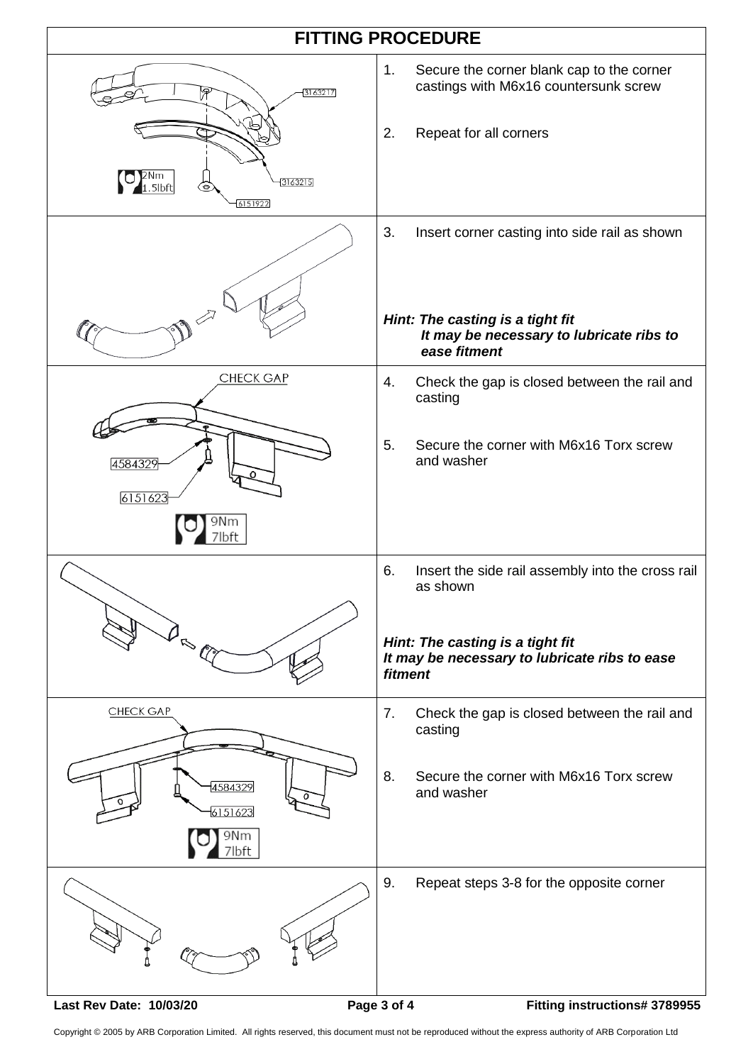# FITTING PROCEDURE

3163217

3163215

6151922

2Nm
1.5lbft

1. Secure the corner blank cap to the corner castings with M6x16 countersunk screw

2. Repeat for all corners

3. Insert corner casting into side rail as shown

***Hint: The casting is a tight fit***
***It may be necessary to lubricate ribs to ease fitment***

CHECK GAP

4584329

6151623

9Nm
7lbft

4. Check the gap is closed between the rail and casting

5. Secure the corner with M6x16 Torx screw and washer

6. Insert the side rail assembly into the cross rail as shown

***Hint: The casting is a tight fit***
***It may be necessary to lubricate ribs to ease fitment***

CHECK GAP

4584329

6151623

9Nm
7lbft

7. Check the gap is closed between the rail and casting

8. Secure the corner with M6x16 Torx screw and washer

9. Repeat steps 3-8 for the opposite corner

**Last Rev Date: 10/03/20** **Fitting instructions# 3789955**

Copyright © 2005 by ARB Corporation Limited. All rights reserved, this document must not be reproduced without the express authority of ARB Corporation Ltd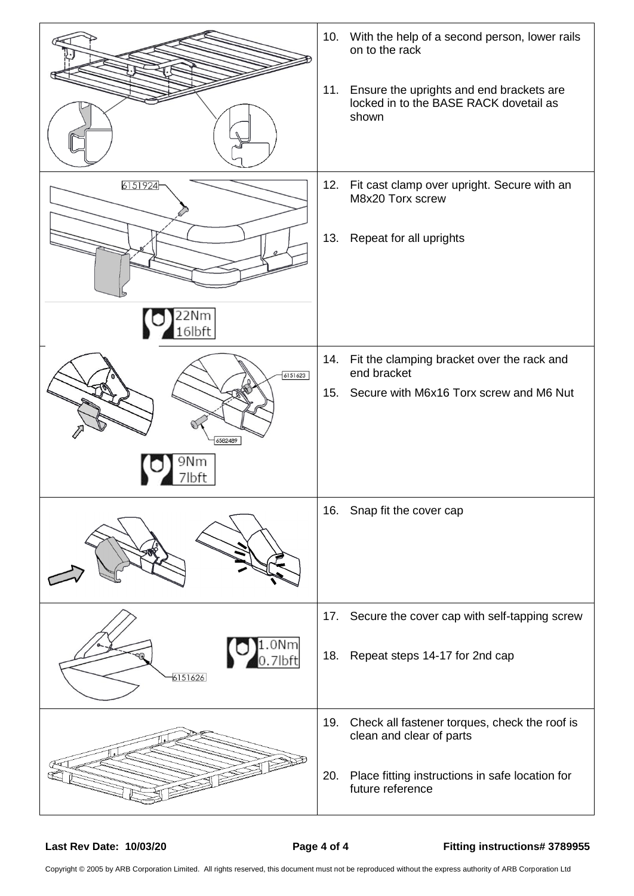10. With the help of a second person, lower rails on to the rack

11. Ensure the uprights and end brackets are locked in to the BASE RACK dovetail as shown

6151924

22Nm
16lbft

12. Fit cast clamp over upright. Secure with an M8x20 Torx screw

13. Repeat for all uprights

6151623

6582489

9Nm
7lbft

14. Fit the clamping bracket over the rack and end bracket

15. Secure with M6x16 Torx screw and M6 Nut

16. Snap fit the cover cap

1.0Nm
0.7lbft

6151626

17. Secure the cover cap with self-tapping screw

18. Repeat steps 14-17 for 2nd cap

19. Check all fastener torques, check the roof is clean and clear of parts

20. Place fitting instructions in safe location for future reference

**Last Rev Date: 10/03/20** **Fitting instructions# 3789955**

Copyright © 2005 by ARB Corporation Limited. All rights reserved, this document must not be reproduced without the express authority of ARB Corporation Ltd